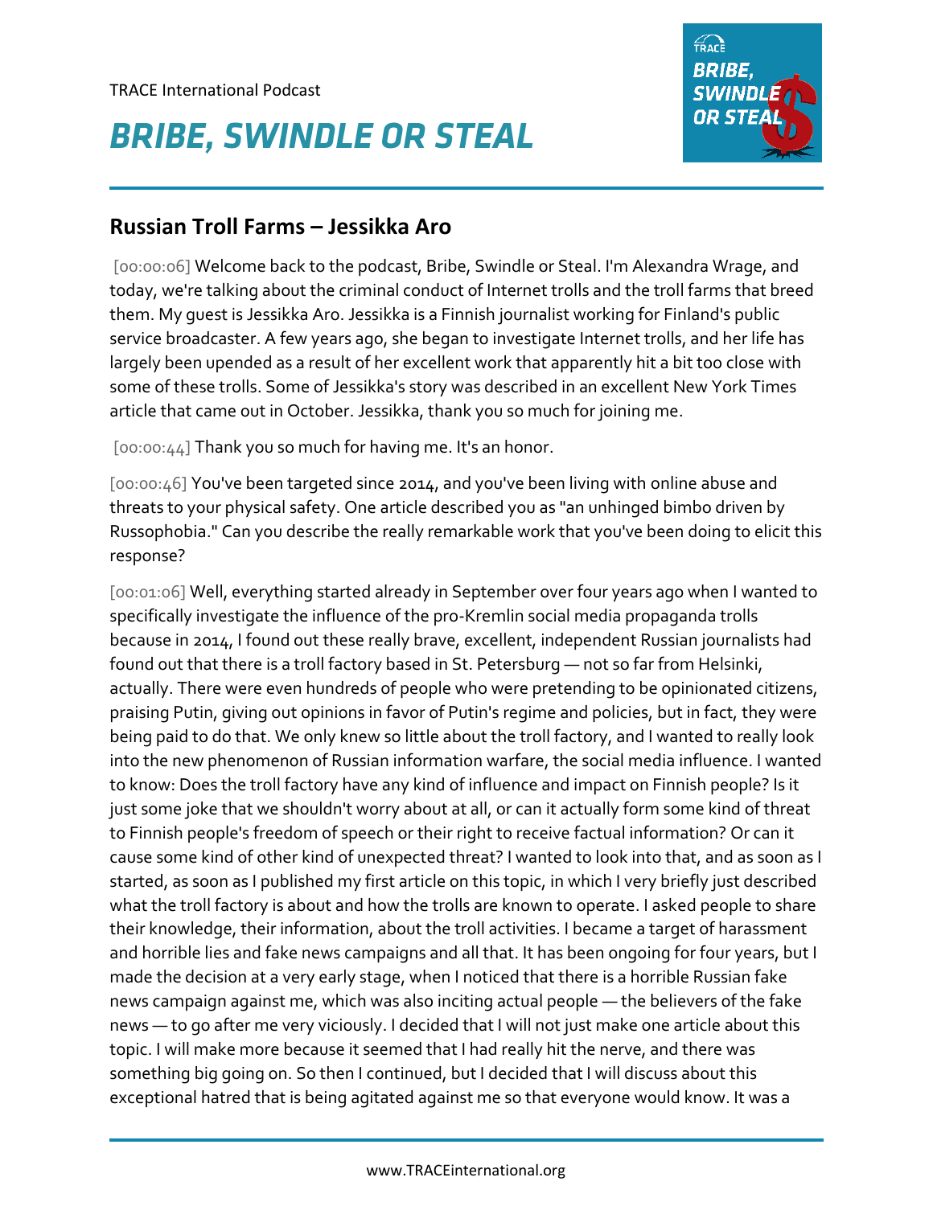TRACE International Podcast

# *BRIBE, SWINDLE OR STEAL*

## Russian Troll Farms – Jessikka Aro

[00:00:06] Welcome back to the podcast, Bribe, Swindle or Steal. I'm Alexandra Wrage, and today, we're talking about the criminal conduct of Internet trolls and the troll farms that breed them. My guest is Jessikka Aro. Jessikka is a Finnish journalist working for Finland's public service broadcaster. A few years ago, she began to investigate Internet trolls, and her life has largely been upended as a result of her excellent work that apparently hit a bit too close with some of these trolls. Some of Jessikka's story was described in an excellent New York Times article that came out in October. Jessikka, thank you so much for joining me.

[00:00:44] Thank you so much for having me. It's an honor.

[00:00:46] You've been targeted since 2014, and you've been living with online abuse and threats to your physical safety. One article described you as "an unhinged bimbo driven by Russophobia." Can you describe the really remarkable work that you've been doing to elicit this response?

[00:01:06] Well, everything started already in September over four years ago when I wanted to specifically investigate the influence of the pro-Kremlin social media propaganda trolls because in 2014, I found out these really brave, excellent, independent Russian journalists had found out that there is a troll factory based in St. Petersburg — not so far from Helsinki, actually. There were even hundreds of people who were pretending to be opinionated citizens, praising Putin, giving out opinions in favor of Putin's regime and policies, but in fact, they were being paid to do that. We only knew so little about the troll factory, and I wanted to really look into the new phenomenon of Russian information warfare, the social media influence. I wanted to know: Does the troll factory have any kind of influence and impact on Finnish people? Is it just some joke that we shouldn't worry about at all, or can it actually form some kind of threat to Finnish people's freedom of speech or their right to receive factual information? Or can it cause some kind of other kind of unexpected threat? I wanted to look into that, and as soon as I started, as soon as I published my first article on this topic, in which I very briefly just described what the troll factory is about and how the trolls are known to operate. I asked people to share their knowledge, their information, about the troll activities. I became a target of harassment and horrible lies and fake news campaigns and all that. It has been ongoing for four years, but I made the decision at a very early stage, when I noticed that there is a horrible Russian fake news campaign against me, which was also inciting actual people — the believers of the fake news — to go after me very viciously. I decided that I will not just make one article about this topic. I will make more because it seemed that I had really hit the nerve, and there was something big going on. So then I continued, but I decided that I will discuss about this exceptional hatred that is being agitated against me so that everyone would know. It was a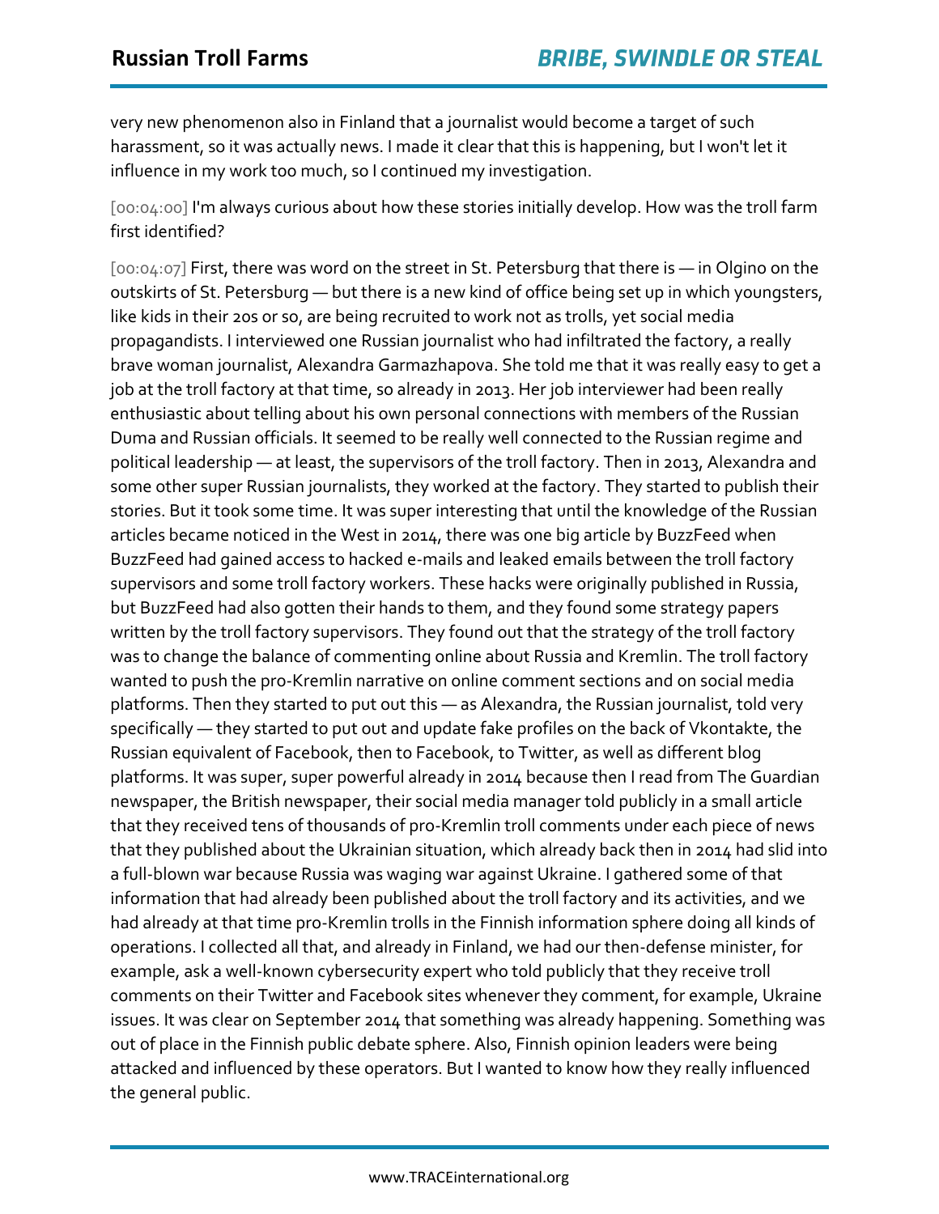very new phenomenon also in Finland that a journalist would become a target of such harassment, so it was actually news. I made it clear that this is happening, but I won't let it influence in my work too much, so I continued my investigation.

[00:04:00] I'm always curious about how these stories initially develop. How was the troll farm first identified?

[00:04:07] First, there was word on the street in St. Petersburg that there is — in Olgino on the outskirts of St. Petersburg — but there is a new kind of office being set up in which youngsters, like kids in their 20s or so, are being recruited to work not as trolls, yet social media propagandists. I interviewed one Russian journalist who had infiltrated the factory, a really brave woman journalist, Alexandra Garmazhapova. She told me that it was really easy to get a job at the troll factory at that time, so already in 2013. Her job interviewer had been really enthusiastic about telling about his own personal connections with members of the Russian Duma and Russian officials. It seemed to be really well connected to the Russian regime and political leadership — at least, the supervisors of the troll factory. Then in 2013, Alexandra and some other super Russian journalists, they worked at the factory. They started to publish their stories. But it took some time. It was super interesting that until the knowledge of the Russian articles became noticed in the West in 2014, there was one big article by BuzzFeed when BuzzFeed had gained access to hacked e-mails and leaked emails between the troll factory supervisors and some troll factory workers. These hacks were originally published in Russia, but BuzzFeed had also gotten their hands to them, and they found some strategy papers written by the troll factory supervisors. They found out that the strategy of the troll factory was to change the balance of commenting online about Russia and Kremlin. The troll factory wanted to push the pro-Kremlin narrative on online comment sections and on social media platforms. Then they started to put out this — as Alexandra, the Russian journalist, told very specifically — they started to put out and update fake profiles on the back of Vkontakte, the Russian equivalent of Facebook, then to Facebook, to Twitter, as well as different blog platforms. It was super, super powerful already in 2014 because then I read from The Guardian newspaper, the British newspaper, their social media manager told publicly in a small article that they received tens of thousands of pro-Kremlin troll comments under each piece of news that they published about the Ukrainian situation, which already back then in 2014 had slid into a full-blown war because Russia was waging war against Ukraine. I gathered some of that information that had already been published about the troll factory and its activities, and we had already at that time pro-Kremlin trolls in the Finnish information sphere doing all kinds of operations. I collected all that, and already in Finland, we had our then-defense minister, for example, ask a well-known cybersecurity expert who told publicly that they receive troll comments on their Twitter and Facebook sites whenever they comment, for example, Ukraine issues. It was clear on September 2014 that something was already happening. Something was out of place in the Finnish public debate sphere. Also, Finnish opinion leaders were being attacked and influenced by these operators. But I wanted to know how they really influenced the general public.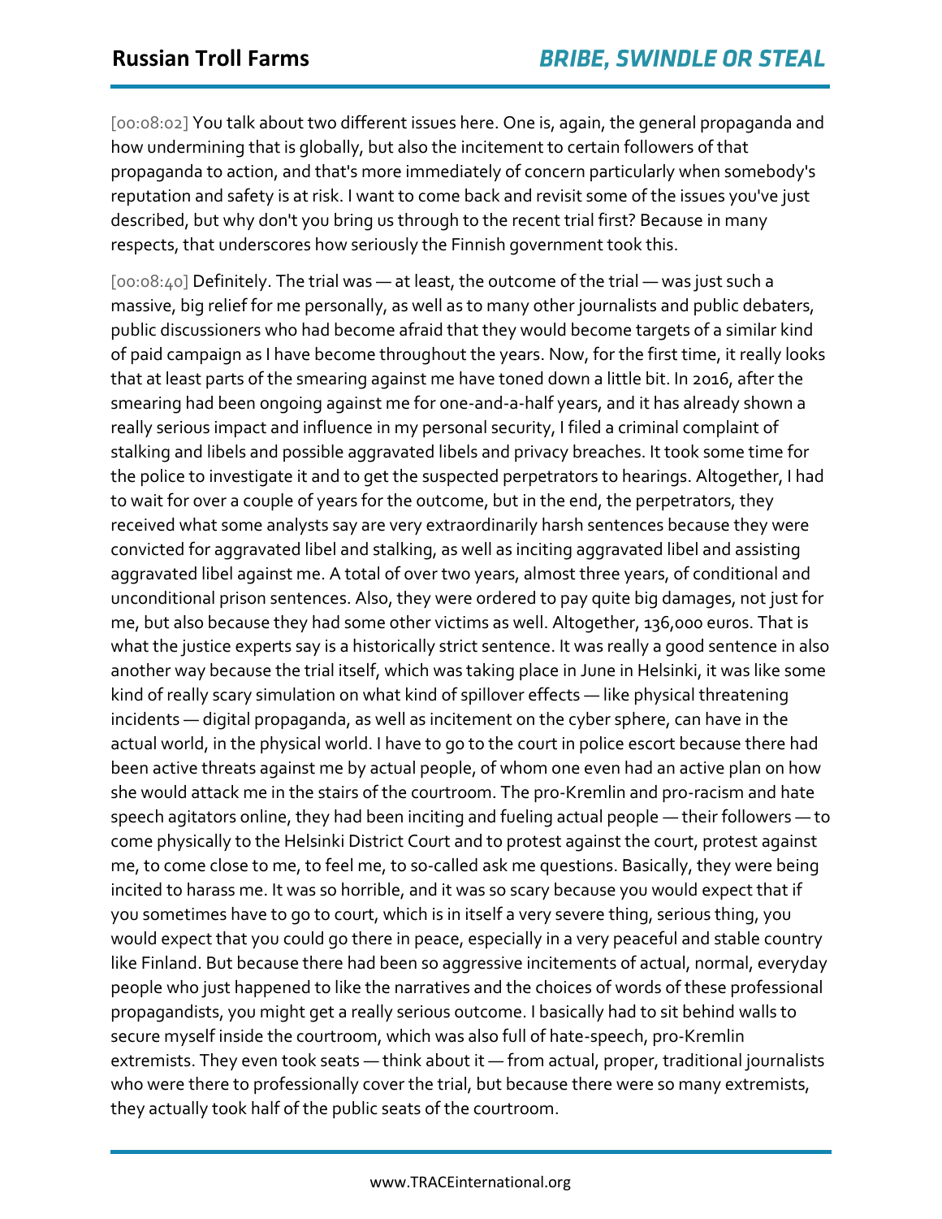[00:08:02] You talk about two different issues here. One is, again, the general propaganda and how undermining that is globally, but also the incitement to certain followers of that propaganda to action, and that's more immediately of concern particularly when somebody's reputation and safety is at risk. I want to come back and revisit some of the issues you've just described, but why don't you bring us through to the recent trial first? Because in many respects, that underscores how seriously the Finnish government took this.

[00:08:40] Definitely. The trial was — at least, the outcome of the trial — was just such a massive, big relief for me personally, as well as to many other journalists and public debaters, public discussioners who had become afraid that they would become targets of a similar kind of paid campaign as I have become throughout the years. Now, for the first time, it really looks that at least parts of the smearing against me have toned down a little bit. In 2016, after the smearing had been ongoing against me for one-and-a-half years, and it has already shown a really serious impact and influence in my personal security, I filed a criminal complaint of stalking and libels and possible aggravated libels and privacy breaches. It took some time for the police to investigate it and to get the suspected perpetrators to hearings. Altogether, I had to wait for over a couple of years for the outcome, but in the end, the perpetrators, they received what some analysts say are very extraordinarily harsh sentences because they were convicted for aggravated libel and stalking, as well as inciting aggravated libel and assisting aggravated libel against me. A total of over two years, almost three years, of conditional and unconditional prison sentences. Also, they were ordered to pay quite big damages, not just for me, but also because they had some other victims as well. Altogether, 136,000 euros. That is what the justice experts say is a historically strict sentence. It was really a good sentence in also another way because the trial itself, which was taking place in June in Helsinki, it was like some kind of really scary simulation on what kind of spillover effects — like physical threatening incidents — digital propaganda, as well as incitement on the cyber sphere, can have in the actual world, in the physical world. I have to go to the court in police escort because there had been active threats against me by actual people, of whom one even had an active plan on how she would attack me in the stairs of the courtroom. The pro-Kremlin and pro-racism and hate speech agitators online, they had been inciting and fueling actual people — their followers — to come physically to the Helsinki District Court and to protest against the court, protest against me, to come close to me, to feel me, to so-called ask me questions. Basically, they were being incited to harass me. It was so horrible, and it was so scary because you would expect that if you sometimes have to go to court, which is in itself a very severe thing, serious thing, you would expect that you could go there in peace, especially in a very peaceful and stable country like Finland. But because there had been so aggressive incitements of actual, normal, everyday people who just happened to like the narratives and the choices of words of these professional propagandists, you might get a really serious outcome. I basically had to sit behind walls to secure myself inside the courtroom, which was also full of hate-speech, pro-Kremlin extremists. They even took seats — think about it — from actual, proper, traditional journalists who were there to professionally cover the trial, but because there were so many extremists, they actually took half of the public seats of the courtroom.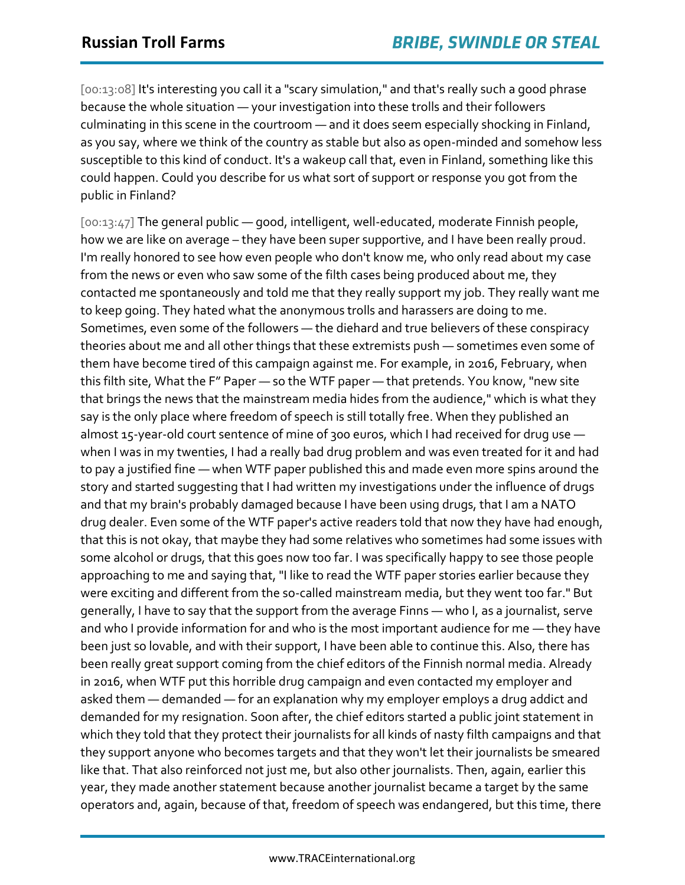[00:13:08] It's interesting you call it a "scary simulation," and that's really such a good phrase because the whole situation — your investigation into these trolls and their followers culminating in this scene in the courtroom — and it does seem especially shocking in Finland, as you say, where we think of the country as stable but also as open-minded and somehow less susceptible to this kind of conduct. It's a wakeup call that, even in Finland, something like this could happen. Could you describe for us what sort of support or response you got from the public in Finland?

[00:13:47] The general public — good, intelligent, well-educated, moderate Finnish people, how we are like on average – they have been super supportive, and I have been really proud. I'm really honored to see how even people who don't know me, who only read about my case from the news or even who saw some of the filth cases being produced about me, they contacted me spontaneously and told me that they really support my job. They really want me to keep going. They hated what the anonymous trolls and harassers are doing to me. Sometimes, even some of the followers — the diehard and true believers of these conspiracy theories about me and all other things that these extremists push — sometimes even some of them have become tired of this campaign against me. For example, in 2016, February, when this filth site, What the F" Paper — so the WTF paper — that pretends. You know, "new site that brings the news that the mainstream media hides from the audience," which is what they say is the only place where freedom of speech is still totally free. When they published an almost 15-year-old court sentence of mine of 300 euros, which I had received for drug use — when I was in my twenties, I had a really bad drug problem and was even treated for it and had to pay a justified fine — when WTF paper published this and made even more spins around the story and started suggesting that I had written my investigations under the influence of drugs and that my brain's probably damaged because I have been using drugs, that I am a NATO drug dealer. Even some of the WTF paper's active readers told that now they have had enough, that this is not okay, that maybe they had some relatives who sometimes had some issues with some alcohol or drugs, that this goes now too far. I was specifically happy to see those people approaching to me and saying that, "I like to read the WTF paper stories earlier because they were exciting and different from the so-called mainstream media, but they went too far." But generally, I have to say that the support from the average Finns — who I, as a journalist, serve and who I provide information for and who is the most important audience for me — they have been just so lovable, and with their support, I have been able to continue this. Also, there has been really great support coming from the chief editors of the Finnish normal media. Already in 2016, when WTF put this horrible drug campaign and even contacted my employer and asked them — demanded — for an explanation why my employer employs a drug addict and demanded for my resignation. Soon after, the chief editors started a public joint statement in which they told that they protect their journalists for all kinds of nasty filth campaigns and that they support anyone who becomes targets and that they won't let their journalists be smeared like that. That also reinforced not just me, but also other journalists. Then, again, earlier this year, they made another statement because another journalist became a target by the same operators and, again, because of that, freedom of speech was endangered, but this time, there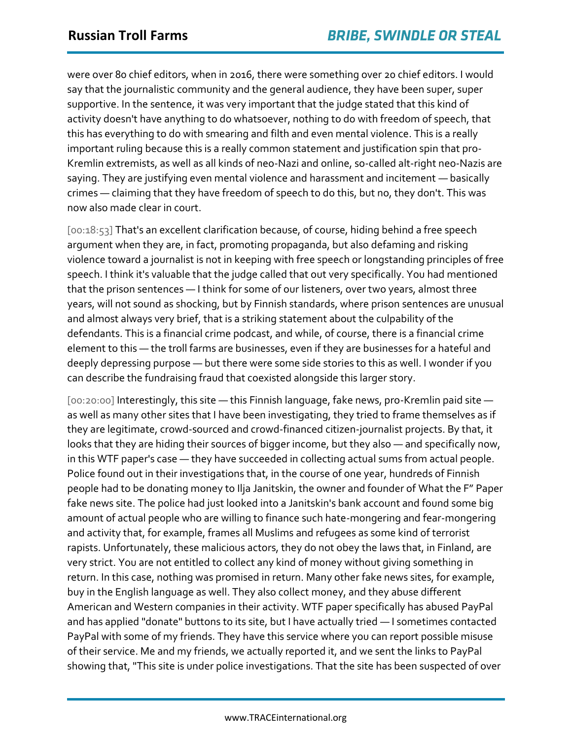were over 80 chief editors, when in 2016, there were something over 20 chief editors. I would say that the journalistic community and the general audience, they have been super, super supportive. In the sentence, it was very important that the judge stated that this kind of activity doesn't have anything to do whatsoever, nothing to do with freedom of speech, that this has everything to do with smearing and filth and even mental violence. This is a really important ruling because this is a really common statement and justification spin that pro-Kremlin extremists, as well as all kinds of neo-Nazi and online, so-called alt-right neo-Nazis are saying. They are justifying even mental violence and harassment and incitement — basically crimes — claiming that they have freedom of speech to do this, but no, they don't. This was now also made clear in court.

[00:18:53] That's an excellent clarification because, of course, hiding behind a free speech argument when they are, in fact, promoting propaganda, but also defaming and risking violence toward a journalist is not in keeping with free speech or longstanding principles of free speech. I think it's valuable that the judge called that out very specifically. You had mentioned that the prison sentences — I think for some of our listeners, over two years, almost three years, will not sound as shocking, but by Finnish standards, where prison sentences are unusual and almost always very brief, that is a striking statement about the culpability of the defendants. This is a financial crime podcast, and while, of course, there is a financial crime element to this — the troll farms are businesses, even if they are businesses for a hateful and deeply depressing purpose — but there were some side stories to this as well. I wonder if you can describe the fundraising fraud that coexisted alongside this larger story.

[00:20:00] Interestingly, this site — this Finnish language, fake news, pro-Kremlin paid site — as well as many other sites that I have been investigating, they tried to frame themselves as if they are legitimate, crowd-sourced and crowd-financed citizen-journalist projects. By that, it looks that they are hiding their sources of bigger income, but they also — and specifically now, in this WTF paper's case — they have succeeded in collecting actual sums from actual people. Police found out in their investigations that, in the course of one year, hundreds of Finnish people had to be donating money to Ilja Janitskin, the owner and founder of What the F" Paper fake news site. The police had just looked into a Janitskin's bank account and found some big amount of actual people who are willing to finance such hate-mongering and fear-mongering and activity that, for example, frames all Muslims and refugees as some kind of terrorist rapists. Unfortunately, these malicious actors, they do not obey the laws that, in Finland, are very strict. You are not entitled to collect any kind of money without giving something in return. In this case, nothing was promised in return. Many other fake news sites, for example, buy in the English language as well. They also collect money, and they abuse different American and Western companies in their activity. WTF paper specifically has abused PayPal and has applied "donate" buttons to its site, but I have actually tried — I sometimes contacted PayPal with some of my friends. They have this service where you can report possible misuse of their service. Me and my friends, we actually reported it, and we sent the links to PayPal showing that, "This site is under police investigations. That the site has been suspected of over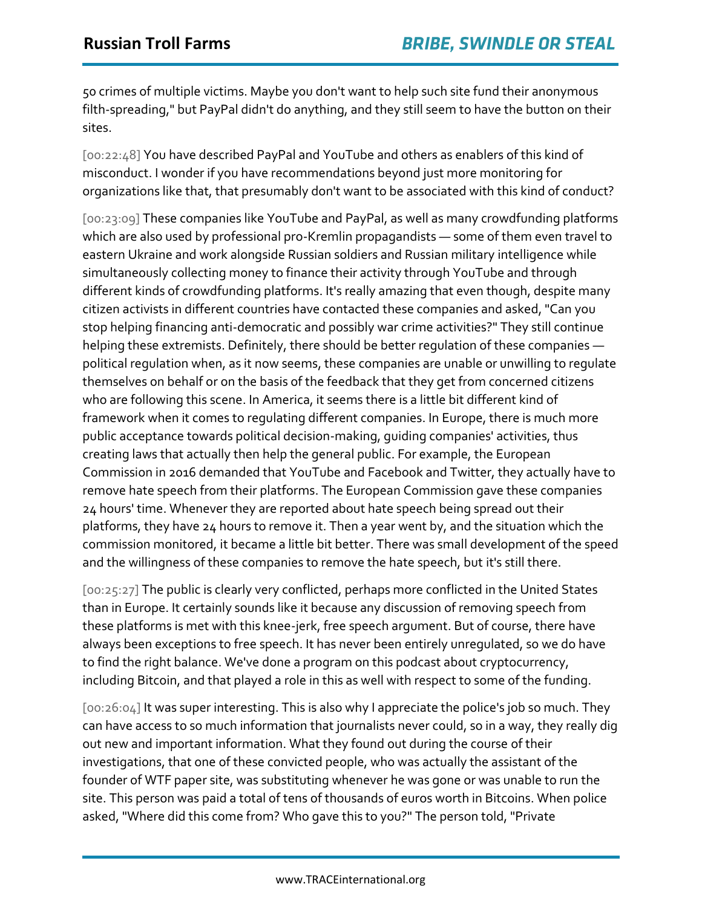50 crimes of multiple victims. Maybe you don't want to help such site fund their anonymous filth-spreading," but PayPal didn't do anything, and they still seem to have the button on their sites.

[00:22:48] You have described PayPal and YouTube and others as enablers of this kind of misconduct. I wonder if you have recommendations beyond just more monitoring for organizations like that, that presumably don't want to be associated with this kind of conduct?

[00:23:09] These companies like YouTube and PayPal, as well as many crowdfunding platforms which are also used by professional pro-Kremlin propagandists — some of them even travel to eastern Ukraine and work alongside Russian soldiers and Russian military intelligence while simultaneously collecting money to finance their activity through YouTube and through different kinds of crowdfunding platforms. It's really amazing that even though, despite many citizen activists in different countries have contacted these companies and asked, "Can you stop helping financing anti-democratic and possibly war crime activities?" They still continue helping these extremists. Definitely, there should be better regulation of these companies — political regulation when, as it now seems, these companies are unable or unwilling to regulate themselves on behalf or on the basis of the feedback that they get from concerned citizens who are following this scene. In America, it seems there is a little bit different kind of framework when it comes to regulating different companies. In Europe, there is much more public acceptance towards political decision-making, guiding companies' activities, thus creating laws that actually then help the general public. For example, the European Commission in 2016 demanded that YouTube and Facebook and Twitter, they actually have to remove hate speech from their platforms. The European Commission gave these companies 24 hours' time. Whenever they are reported about hate speech being spread out their platforms, they have 24 hours to remove it. Then a year went by, and the situation which the commission monitored, it became a little bit better. There was small development of the speed and the willingness of these companies to remove the hate speech, but it's still there.

[00:25:27] The public is clearly very conflicted, perhaps more conflicted in the United States than in Europe. It certainly sounds like it because any discussion of removing speech from these platforms is met with this knee-jerk, free speech argument. But of course, there have always been exceptions to free speech. It has never been entirely unregulated, so we do have to find the right balance. We've done a program on this podcast about cryptocurrency, including Bitcoin, and that played a role in this as well with respect to some of the funding.

[00:26:04] It was super interesting. This is also why I appreciate the police's job so much. They can have access to so much information that journalists never could, so in a way, they really dig out new and important information. What they found out during the course of their investigations, that one of these convicted people, who was actually the assistant of the founder of WTF paper site, was substituting whenever he was gone or was unable to run the site. This person was paid a total of tens of thousands of euros worth in Bitcoins. When police asked, "Where did this come from? Who gave this to you?" The person told, "Private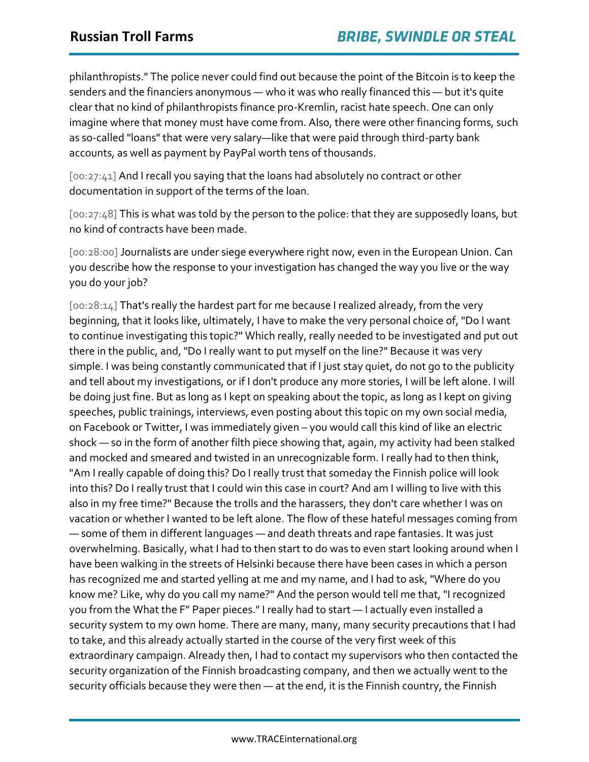philanthropists." The police never could find out because the point of the Bitcoin is to keep the senders and the financiers anonymous — who it was who really financed this — but it's quite clear that no kind of philanthropists finance pro-Kremlin, racist hate speech. One can only imagine where that money must have come from. Also, there were other financing forms, such as so-called "loans" that were very salary—like that were paid through third-party bank accounts, as well as payment by PayPal worth tens of thousands.

[00:27:41] And I recall you saying that the loans had absolutely no contract or other documentation in support of the terms of the loan.

[00:27:48] This is what was told by the person to the police: that they are supposedly loans, but no kind of contracts have been made.

[00:28:00] Journalists are under siege everywhere right now, even in the European Union. Can you describe how the response to your investigation has changed the way you live or the way you do your job?

[00:28:14] That's really the hardest part for me because I realized already, from the very beginning, that it looks like, ultimately, I have to make the very personal choice of, "Do I want to continue investigating this topic?" Which really, really needed to be investigated and put out there in the public, and, "Do I really want to put myself on the line?" Because it was very simple. I was being constantly communicated that if I just stay quiet, do not go to the publicity and tell about my investigations, or if I don't produce any more stories, I will be left alone. I will be doing just fine. But as long as I kept on speaking about the topic, as long as I kept on giving speeches, public trainings, interviews, even posting about this topic on my own social media, on Facebook or Twitter, I was immediately given – you would call this kind of like an electric shock — so in the form of another filth piece showing that, again, my activity had been stalked and mocked and smeared and twisted in an unrecognizable form. I really had to then think, "Am I really capable of doing this? Do I really trust that someday the Finnish police will look into this? Do I really trust that I could win this case in court? And am I willing to live with this also in my free time?" Because the trolls and the harassers, they don't care whether I was on vacation or whether I wanted to be left alone. The flow of these hateful messages coming from — some of them in different languages — and death threats and rape fantasies. It was just overwhelming. Basically, what I had to then start to do was to even start looking around when I have been walking in the streets of Helsinki because there have been cases in which a person has recognized me and started yelling at me and my name, and I had to ask, "Where do you know me? Like, why do you call my name?" And the person would tell me that, "I recognized you from the What the F" Paper pieces." I really had to start — I actually even installed a security system to my own home. There are many, many, many security precautions that I had to take, and this already actually started in the course of the very first week of this extraordinary campaign. Already then, I had to contact my supervisors who then contacted the security organization of the Finnish broadcasting company, and then we actually went to the security officials because they were then — at the end, it is the Finnish country, the Finnish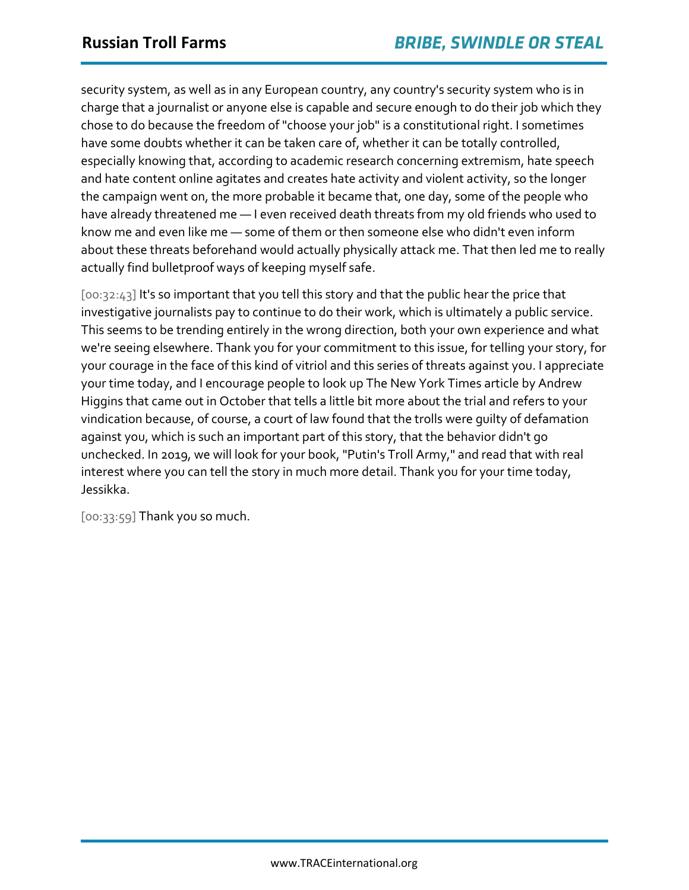security system, as well as in any European country, any country's security system who is in charge that a journalist or anyone else is capable and secure enough to do their job which they chose to do because the freedom of "choose your job" is a constitutional right. I sometimes have some doubts whether it can be taken care of, whether it can be totally controlled, especially knowing that, according to academic research concerning extremism, hate speech and hate content online agitates and creates hate activity and violent activity, so the longer the campaign went on, the more probable it became that, one day, some of the people who have already threatened me — I even received death threats from my old friends who used to know me and even like me — some of them or then someone else who didn't even inform about these threats beforehand would actually physically attack me. That then led me to really actually find bulletproof ways of keeping myself safe.

[00:32:43] It's so important that you tell this story and that the public hear the price that investigative journalists pay to continue to do their work, which is ultimately a public service. This seems to be trending entirely in the wrong direction, both your own experience and what we're seeing elsewhere. Thank you for your commitment to this issue, for telling your story, for your courage in the face of this kind of vitriol and this series of threats against you. I appreciate your time today, and I encourage people to look up The New York Times article by Andrew Higgins that came out in October that tells a little bit more about the trial and refers to your vindication because, of course, a court of law found that the trolls were guilty of defamation against you, which is such an important part of this story, that the behavior didn't go unchecked. In 2019, we will look for your book, "Putin's Troll Army," and read that with real interest where you can tell the story in much more detail. Thank you for your time today, Jessikka.

[00:33:59] Thank you so much.